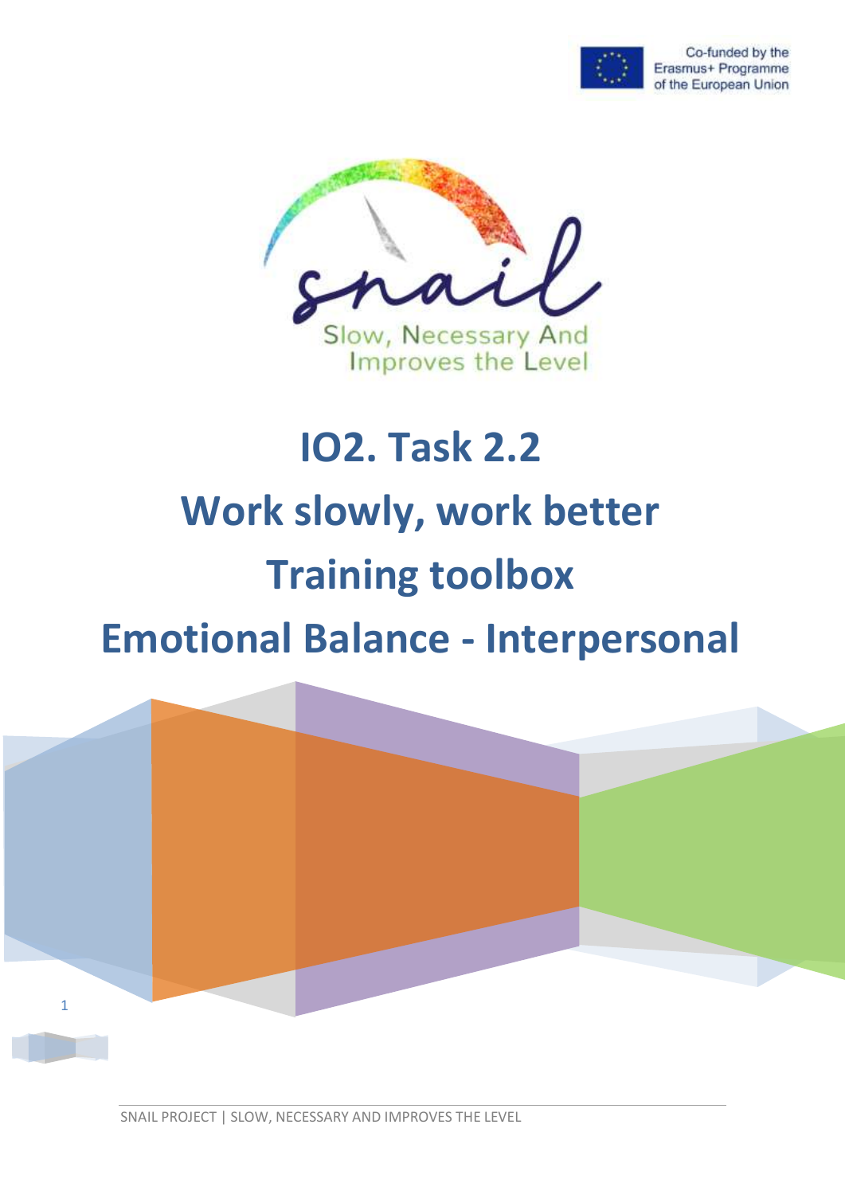Co-funded by the Erasmus+ Programme of the European Union

snail

Slow, Necessary And Improves the Level

# IO2. Task 2.2
# Work slowly, work better
# Training toolbox
# Emotional Balance - Interpersonal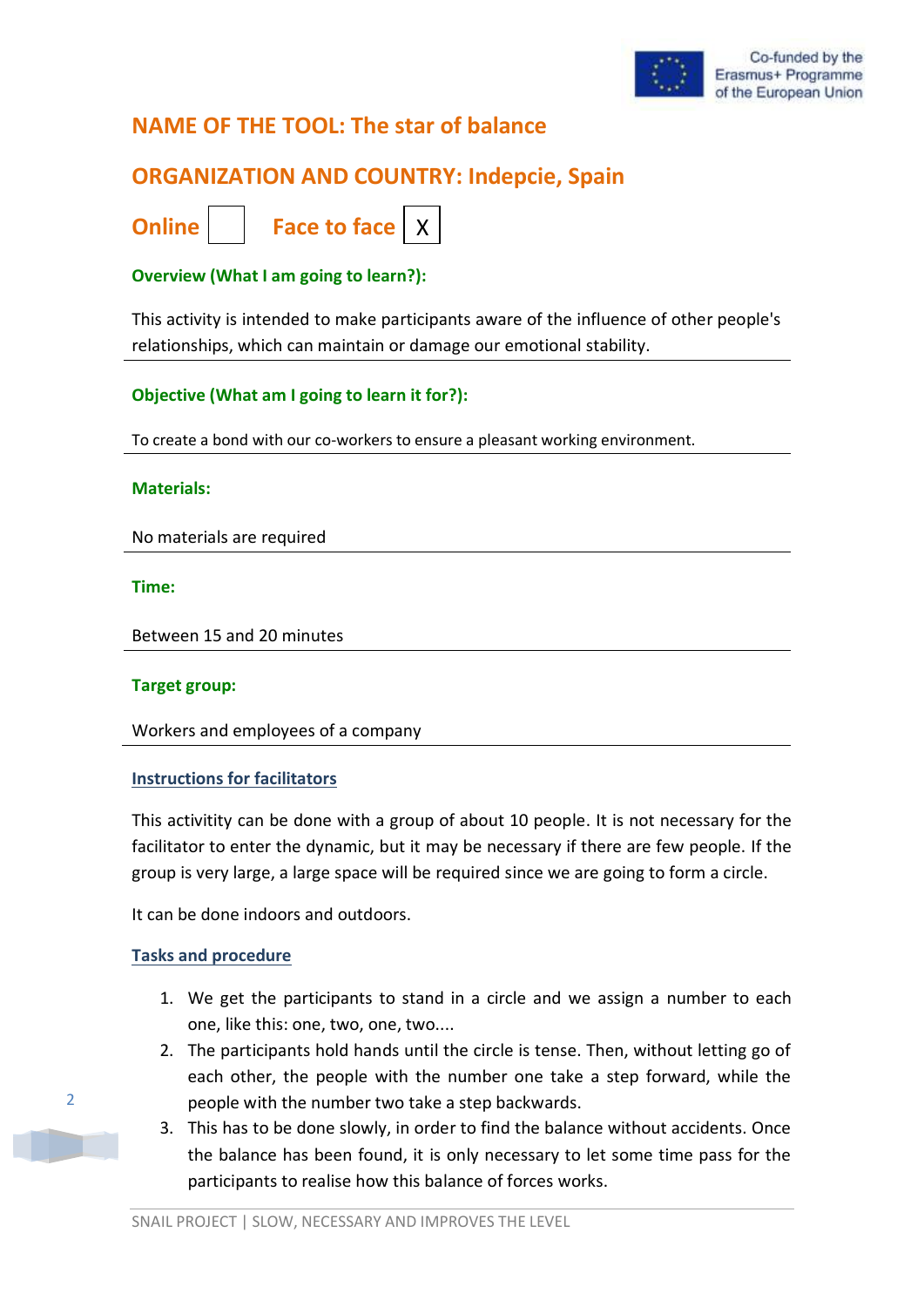## NAME OF THE TOOL: The star of balance

## ORGANIZATION AND COUNTRY: Indepcie, Spain

**Online** [ ] **Face to face** [X]

**Overview (What I am going to learn?):**

This activity is intended to make participants aware of the influence of other people's relationships, which can maintain or damage our emotional stability.

**Objective (What am I going to learn it for?):**

To create a bond with our co-workers to ensure a pleasant working environment.

**Materials:**

No materials are required

**Time:**

Between 15 and 20 minutes

**Target group:**

Workers and employees of a company

**Instructions for facilitators**

This actitivity can be done with a group of about 10 people. It is not necessary for the facilitator to enter the dynamic, but it may be necessary if there are few people. If the group is very large, a large space will be required since we are going to form a circle.

It can be done indoors and outdoors.

**Tasks and procedure**

1. We get the participants to stand in a circle and we assign a number to each one, like this: one, two, one, two....
2. The participants hold hands until the circle is tense. Then, without letting go of each other, the people with the number one take a step forward, while the people with the number two take a step backwards.
3. This has to be done slowly, in order to find the balance without accidents. Once the balance has been found, it is only necessary to let some time pass for the participants to realise how this balance of forces works.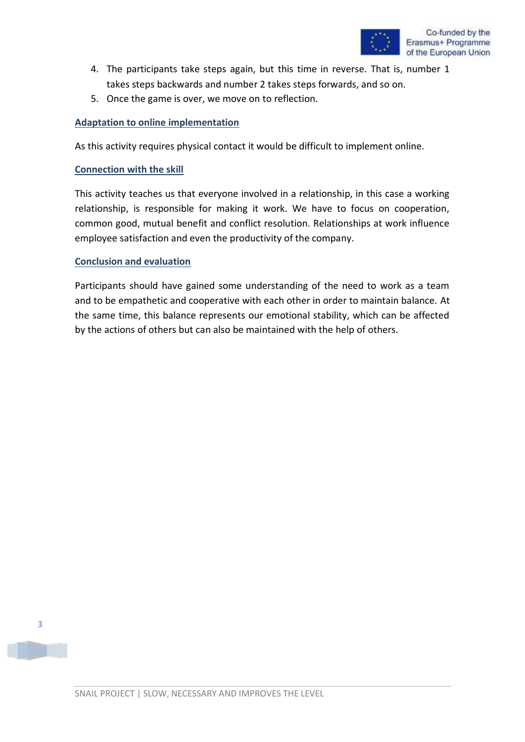4. The participants take steps again, but this time in reverse. That is, number 1 takes steps backwards and number 2 takes steps forwards, and so on.
5. Once the game is over, we move on to reflection.

### Adaptation to online implementation

As this activity requires physical contact it would be difficult to implement online.

### Connection with the skill

This activity teaches us that everyone involved in a relationship, in this case a working relationship, is responsible for making it work. We have to focus on cooperation, common good, mutual benefit and conflict resolution. Relationships at work influence employee satisfaction and even the productivity of the company.

### Conclusion and evaluation

Participants should have gained some understanding of the need to work as a team and to be empathetic and cooperative with each other in order to maintain balance. At the same time, this balance represents our emotional stability, which can be affected by the actions of others but can also be maintained with the help of others.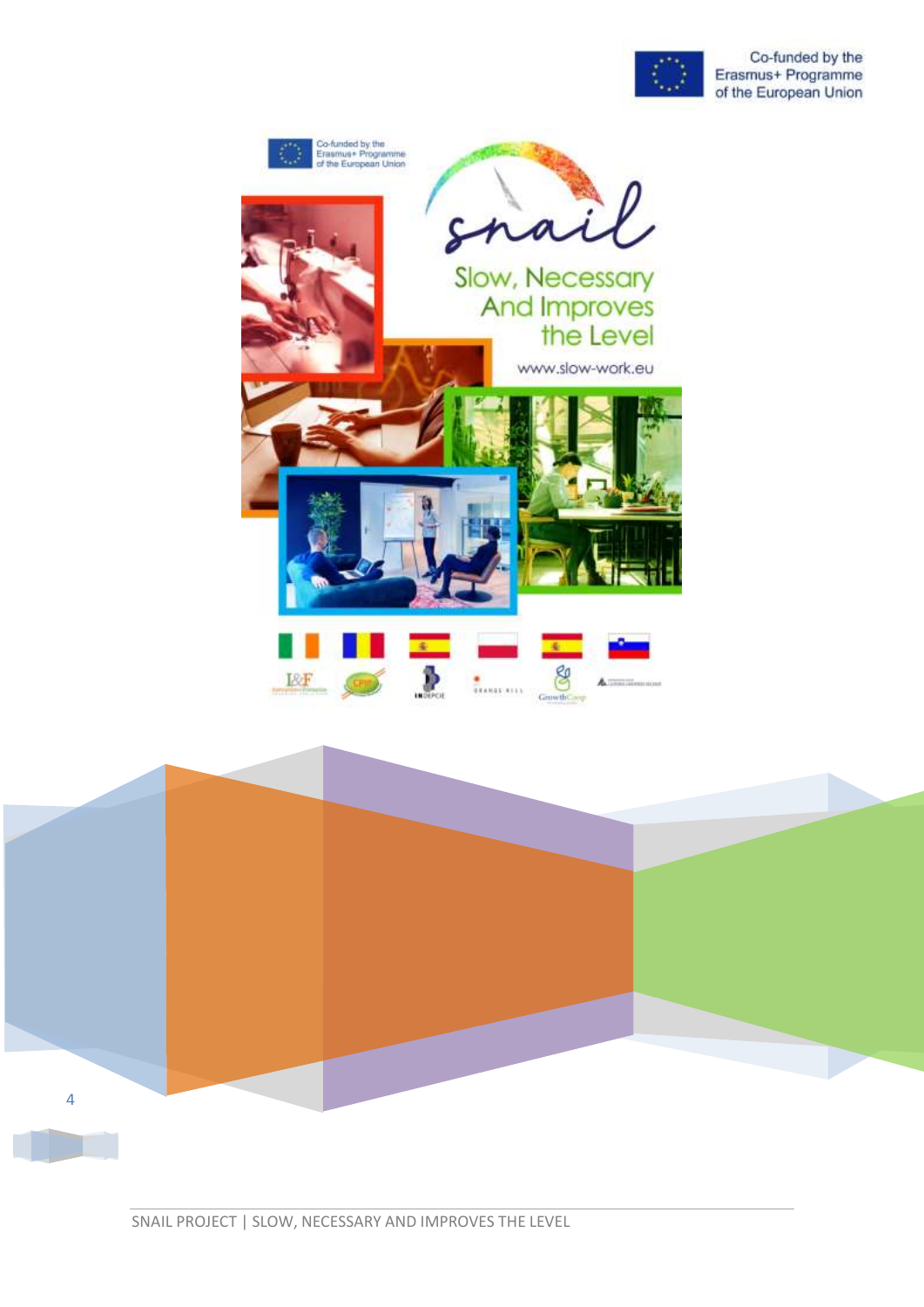Co-funded by the Erasmus+ Programme of the European Union

Co-funded by the Erasmus+ Programme of the European Union

snail

Slow, Necessary And Improves the Level

www.slow-work.eu